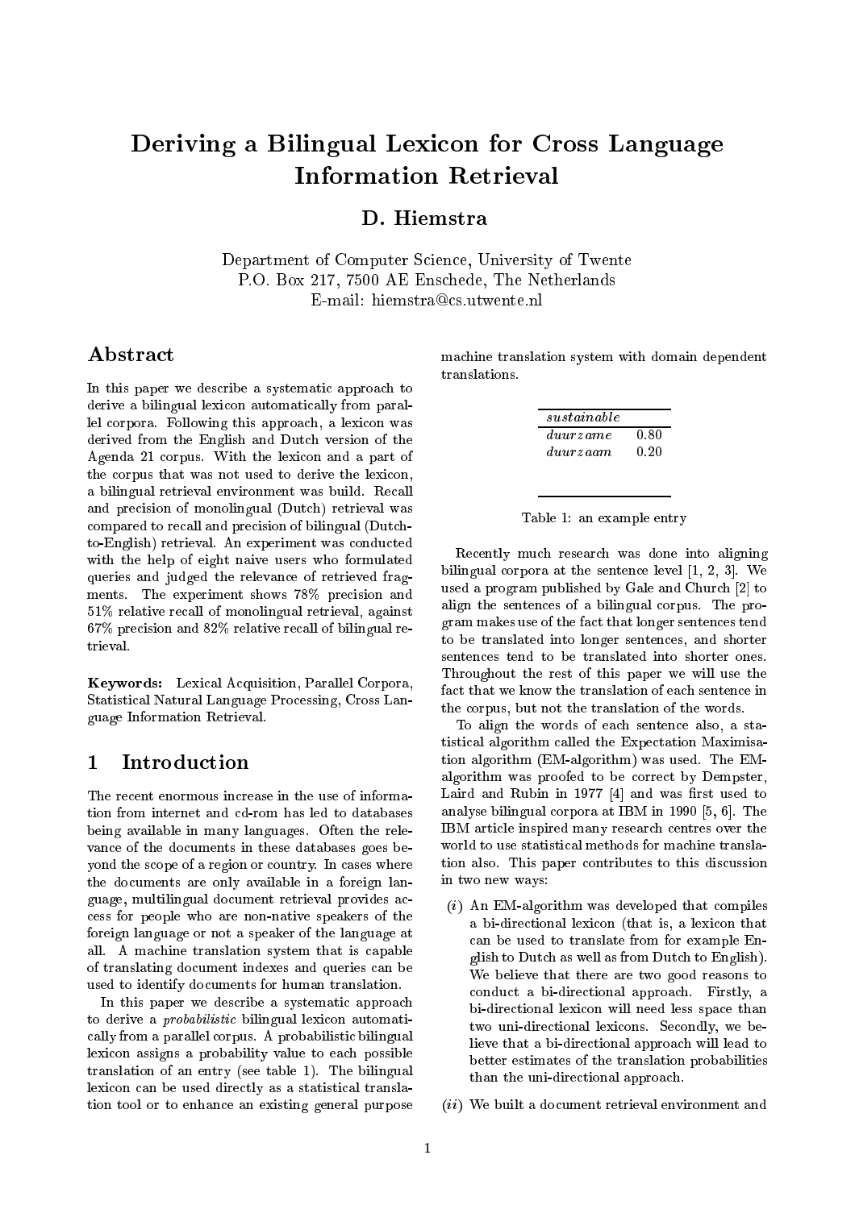# Deriving a Bilingual Lexicon for Cross Language Information Retrieval

## D. Hiemstra

Department of Computer Science, University of Twente
P.O. Box 217, 7500 AE Enschede, The Netherlands
E-mail: hiemstra@cs.utwente.nl

## Abstract

In this paper we describe a systematic approach to derive a bilingual lexicon automatically from parallel corpora. Following this approach, a lexicon was derived from the English and Dutch version of the Agenda 21 corpus. With the lexicon and a part of the corpus that was not used to derive the lexicon, a bilingual retrieval environment was build. Recall and precision of monolingual (Dutch) retrieval was compared to recall and precision of bilingual (Dutch-to-English) retrieval. An experiment was conducted with the help of eight naive users who formulated queries and judged the relevance of retrieved fragments. The experiment shows 78% precision and 51% relative recall of monolingual retrieval, against 67% precision and 82% relative recall of bilingual retrieval.

**Keywords:** Lexical Acquisition, Parallel Corpora, Statistical Natural Language Processing, Cross Language Information Retrieval.

## 1 Introduction

The recent enormous increase in the use of information from internet and cd-rom has led to databases being available in many languages. Often the relevance of the documents in these databases goes beyond the scope of a region or country. In cases where the documents are only available in a foreign language, multilingual document retrieval provides access for people who are non-native speakers of the foreign language or not a speaker of the language at all. A machine translation system that is capable of translating document indexes and queries can be used to identify documents for human translation.

In this paper we describe a systematic approach to derive a *probabilistic* bilingual lexicon automatically from a parallel corpus. A probabilistic bilingual lexicon assigns a probability value to each possible translation of an entry (see table 1). The bilingual lexicon can be used directly as a statistical translation tool or to enhance an existing general purpose machine translation system with domain dependent translations.

| *sustainable* | |
|---|---|
| *duurzame* | 0.80 |
| *duurzaam* | 0.20 |

Table 1: an example entry

Recently much research was done into aligning bilingual corpora at the sentence level [1, 2, 3]. We used a program published by Gale and Church [2] to align the sentences of a bilingual corpus. The program makes use of the fact that longer sentences tend to be translated into longer sentences, and shorter sentences tend to be translated into shorter ones. Throughout the rest of this paper we will use the fact that we know the translation of each sentence in the corpus, but not the translation of the words.

To align the words of each sentence also, a statistical algorithm called the Expectation Maximisation algorithm (EM-algorithm) was used. The EM-algorithm was proofed to be correct by Dempster, Laird and Rubin in 1977 [4] and was first used to analyse bilingual corpora at IBM in 1990 [5, 6]. The IBM article inspired many research centres over the world to use statistical methods for machine translation also. This paper contributes to this discussion in two new ways:

(*i*) An EM-algorithm was developed that compiles a bi-directional lexicon (that is, a lexicon that can be used to translate from for example English to Dutch as well as from Dutch to English). We believe that there are two good reasons to conduct a bi-directional approach. Firstly, a bi-directional lexicon will need less space than two uni-directional lexicons. Secondly, we believe that a bi-directional approach will lead to better estimates of the translation probabilities than the uni-directional approach.

(*ii*) We built a document retrieval environment and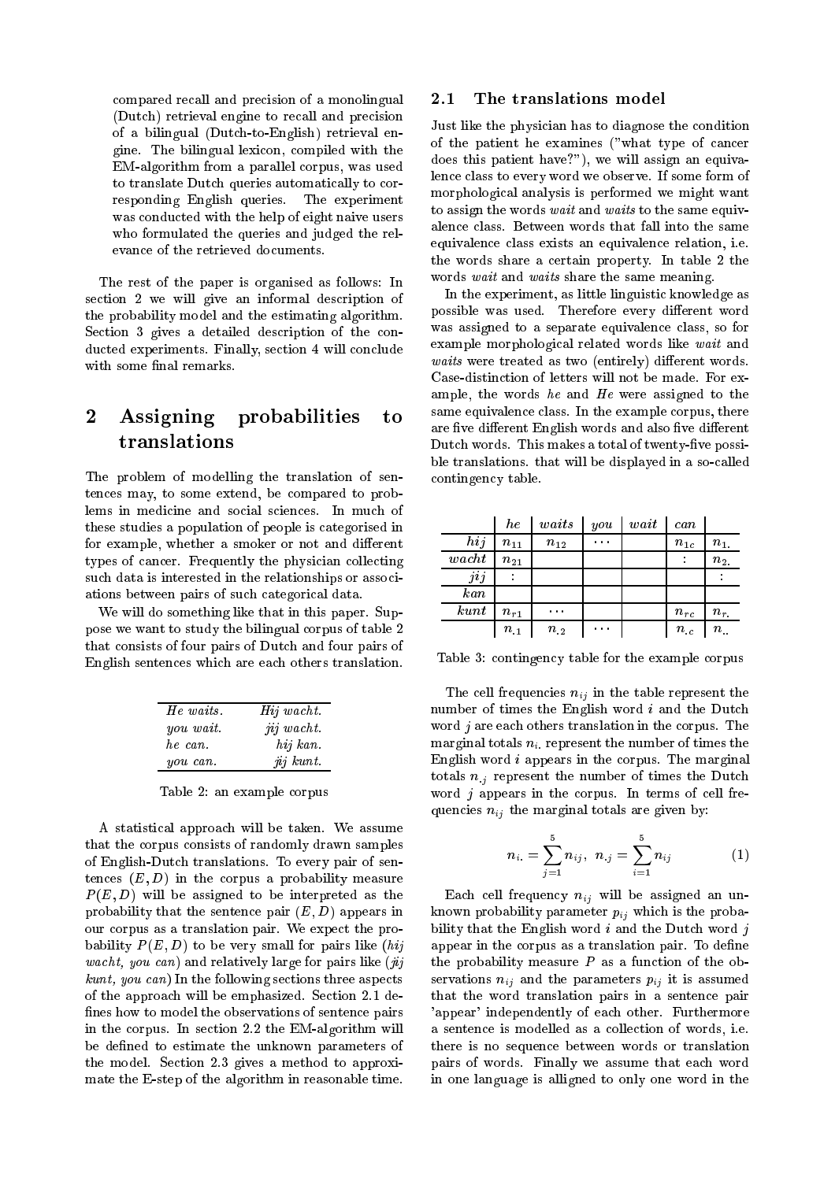compared recall and precision of a monolingual (Dutch) retrieval engine to recall and precision of a bilingual (Dutch-to-English) retrieval engine. The bilingual lexicon, compiled with the EM-algorithm from a parallel corpus, was used to translate Dutch queries automatically to corresponding English queries. The experiment was conducted with the help of eight naive users who formulated the queries and judged the relevance of the retrieved documents.

The rest of the paper is organised as follows: In section 2 we will give an informal description of the probability model and the estimating algorithm. Section 3 gives a detailed description of the conducted experiments. Finally, section 4 will conclude with some final remarks.

## 2 Assigning probabilities to translations

The problem of modelling the translation of sentences may, to some extend, be compared to problems in medicine and social sciences. In much of these studies a population of people is categorised in for example, whether a smoker or not and different types of cancer. Frequently the physician collecting such data is interested in the relationships or associations between pairs of such categorical data.

We will do something like that in this paper. Suppose we want to study the bilingual corpus of table 2 that consists of four pairs of Dutch and four pairs of English sentences which are each others translation.

| | |
|---|---|
| *He waits.* | *Hij wacht.* |
| *you wait.* | *jij wacht.* |
| *he can.* | *hij kan.* |
| *you can.* | *jij kunt.* |

Table 2: an example corpus

A statistical approach will be taken. We assume that the corpus consists of randomly drawn samples of English-Dutch translations. To every pair of sentences $(E, D)$ in the corpus a probability measure $P(E, D)$ will be assigned to be interpreted as the probability that the sentence pair $(E, D)$ appears in our corpus as a translation pair. We expect the probability $P(E, D)$ to be very small for pairs like (*hij wacht, you can*) and relatively large for pairs like (*jij kunt, you can*) In the following sections three aspects of the approach will be emphasized. Section 2.1 defines how to model the observations of sentence pairs in the corpus. In section 2.2 the EM-algorithm will be defined to estimate the unknown parameters of the model. Section 2.3 gives a method to approximate the E-step of the algorithm in reasonable time.

### 2.1 The translations model

Just like the physician has to diagnose the condition of the patient he examines ("what type of cancer does this patient have?"), we will assign an equivalence class to every word we observe. If some form of morphological analysis is performed we might want to assign the words *wait* and *waits* to the same equivalence class. Between words that fall into the same equivalence class exists an equivalence relation, i.e. the words share a certain property. In table 2 the words *wait* and *waits* share the same meaning.

In the experiment, as little linguistic knowledge as possible was used. Therefore every different word was assigned to a separate equivalence class, so for example morphological related words like *wait* and *waits* were treated as two (entirely) different words. Case-distinction of letters will not be made. For example, the words *he* and *He* were assigned to the same equivalence class. In the example corpus, there are five different English words and also five different Dutch words. This makes a total of twenty-five possible translations. that will be displayed in a so-called contingency table.

| | *he* | *waits* | *you* | *wait* | *can* | |
|---|---|---|---|---|---|---|
| *hij* | $n_{11}$ | $n_{12}$ | $\cdots$ | | $n_{1c}$ | $n_{1.}$ |
| *wacht* | $n_{21}$ | | | | $\vdots$ | $n_{2.}$ |
| *jij* | $\vdots$ | | | | | $\vdots$ |
| *kan* | | | | | | |
| *kunt* | $n_{r1}$ | $\cdots$ | | | $n_{rc}$ | $n_{r.}$ |
| | $n_{.1}$ | $n_{.2}$ | $\cdots$ | | $n_{.c}$ | $n_{..}$ |

Table 3: contingency table for the example corpus

The cell frequencies $n_{ij}$ in the table represent the number of times the English word $i$ and the Dutch word $j$ are each others translation in the corpus. The marginal totals $n_{i.}$ represent the number of times the English word $i$ appears in the corpus. The marginal totals $n_{.j}$ represent the number of times the Dutch word $j$ appears in the corpus. In terms of cell frequencies $n_{ij}$ the marginal totals are given by:

$$n_{i.} = \sum_{j=1}^{5} n_{ij}, \;\; n_{.j} = \sum_{i=1}^{5} n_{ij} \qquad (1)$$

Each cell frequency $n_{ij}$ will be assigned an unknown probability parameter $p_{ij}$ which is the probability that the English word $i$ and the Dutch word $j$ appear in the corpus as a translation pair. To define the probability measure $P$ as a function of the observations $n_{ij}$ and the parameters $p_{ij}$ it is assumed that the word translation pairs in a sentence pair 'appear' independently of each other. Furthermore a sentence is modelled as a collection of words, i.e. there is no sequence between words or translation pairs of words. Finally we assume that each word in one language is alligned to only one word in the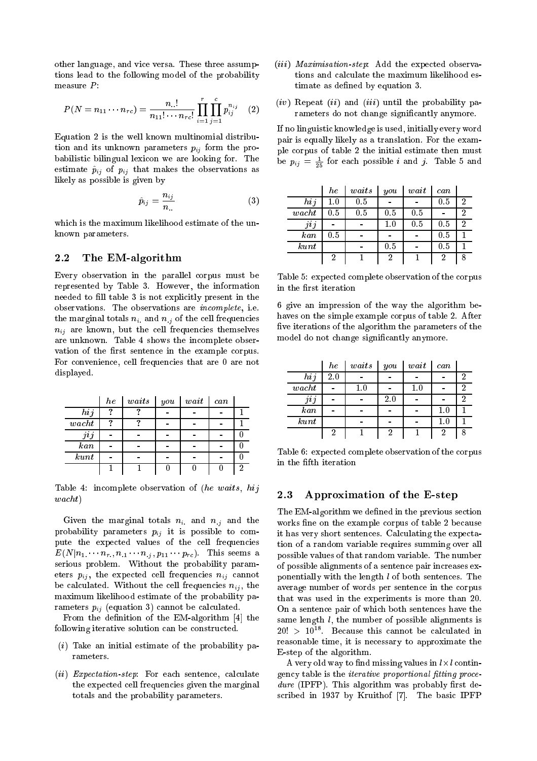other language, and vice versa. These three assumptions lead to the following model of the probability measure $P$:

$$P(N = n_{11} \cdots n_{rc}) = \frac{n_{..}!}{n_{11}! \cdots n_{rc}!} \prod_{i=1}^{r} \prod_{j=1}^{c} p_{ij}^{n_{ij}} \quad (2)$$

Equation 2 is the well known multinomial distribution and its unknown parameters $p_{ij}$ form the probabilistic bilingual lexicon we are looking for. The estimate $\hat{p}_{ij}$ of $p_{ij}$ that makes the observations as likely as possible is given by

$$\hat{p}_{ij} = \frac{n_{ij}}{n_{..}} \quad (3)$$

which is the maximum likelihood estimate of the unknown parameters.

## 2.2 The EM-algorithm

Every observation in the parallel corpus must be represented by Table 3. However, the information needed to fill table 3 is not explicitly present in the observations. The observations are *incomplete*, i.e. the marginal totals $n_{i.}$ and $n_{.j}$ of the cell frequencies $n_{ij}$ are known, but the cell frequencies themselves are unknown. Table 4 shows the incomplete observation of the first sentence in the example corpus. For convenience, cell frequencies that are 0 are not displayed.

| | *he* | *waits* | *you* | *wait* | *can* | |
|---|---|---|---|---|---|---|
| *hij* | ? | ? | - | - | - | 1 |
| *wacht* | ? | ? | - | - | - | 1 |
| *jij* | - | - | - | - | - | 0 |
| *kan* | - | - | - | - | - | 0 |
| *kunt* | - | - | - | - | - | 0 |
| | 1 | 1 | 0 | 0 | 0 | 2 |

Table 4: incomplete observation of (*he waits*, *hij wacht*)

Given the marginal totals $n_{i.}$ and $n_{.j}$ and the probability parameters $p_{ij}$ it is possible to compute the expected values of the cell frequencies $E(N|n_{1.} \cdots n_{r.}, n_{.1} \cdots n_{.j}, p_{11} \cdots p_{rc})$. This seems a serious problem. Without the probability parameters $p_{ij}$, the expected cell frequencies $n_{ij}$ cannot be calculated. Without the cell frequencies $n_{ij}$, the maximum likelihood estimate of the probability parameters $p_{ij}$ (equation 3) cannot be calculated.

From the definition of the EM-algorithm [4] the following iterative solution can be constructed.

(*i*) Take an initial estimate of the probability parameters.

(*ii*) *Expectation-step*: For each sentence, calculate the expected cell frequencies given the marginal totals and the probability parameters.

(*iii*) *Maximisation-step*: Add the expected observations and calculate the maximum likelihood estimate as defined by equation 3.

(*iv*) Repeat (*ii*) and (*iii*) until the probability parameters do not change significantly anymore.

If no linguistic knowledge is used, initially every word pair is equally likely as a translation. For the example corpus of table 2 the initial estimate then must be $p_{ij} = \frac{1}{25}$ for each possible $i$ and $j$. Table 5 and 6 give an impression of the way the algorithm behaves on the simple example corpus of table 2. After five iterations of the algorithm the parameters of the model do not change significantly anymore.

| | *he* | *waits* | *you* | *wait* | *can* | |
|---|---|---|---|---|---|---|
| *hij* | 1.0 | 0.5 | - | - | 0.5 | 2 |
| *wacht* | 0.5 | 0.5 | 0.5 | 0.5 | - | 2 |
| *jij* | - | - | 1.0 | 0.5 | 0.5 | 2 |
| *kan* | 0.5 | - | - | - | 0.5 | 1 |
| *kunt* | | - | 0.5 | - | 0.5 | 1 |
| | 2 | 1 | 2 | 1 | 2 | 8 |

Table 5: expected complete observation of the corpus in the first iteration

| | *he* | *waits* | *you* | *wait* | *can* | |
|---|---|---|---|---|---|---|
| *hij* | 2.0 | - | - | - | - | 2 |
| *wacht* | - | 1.0 | - | 1.0 | - | 2 |
| *jij* | - | - | 2.0 | - | - | 2 |
| *kan* | - | - | - | - | 1.0 | 1 |
| *kunt* | | - | - | - | 1.0 | 1 |
| | 2 | 1 | 2 | 1 | 2 | 8 |

Table 6: expected complete observation of the corpus in the fifth iteration

## 2.3 Approximation of the E-step

The EM-algorithm we defined in the previous section works fine on the example corpus of table 2 because it has very short sentences. Calculating the expectation of a random variable requires summing over all possible values of that random variable. The number of possible alignments of a sentence pair increases exponentially with the length $l$ of both sentences. The average number of words per sentence in the corpus that was used in the experiments is more than 20. On a sentence pair of which both sentences have the same length $l$, the number of possible alignments is $20! > 10^{18}$. Because this cannot be calculated in reasonable time, it is necessary to approximate the E-step of the algorithm.

A very old way to find missing values in $l \times l$ contingency table is the *iterative proportional fitting procedure* (IPFP). This algorithm was probably first described in 1937 by Kruithof [7]. The basic IPFP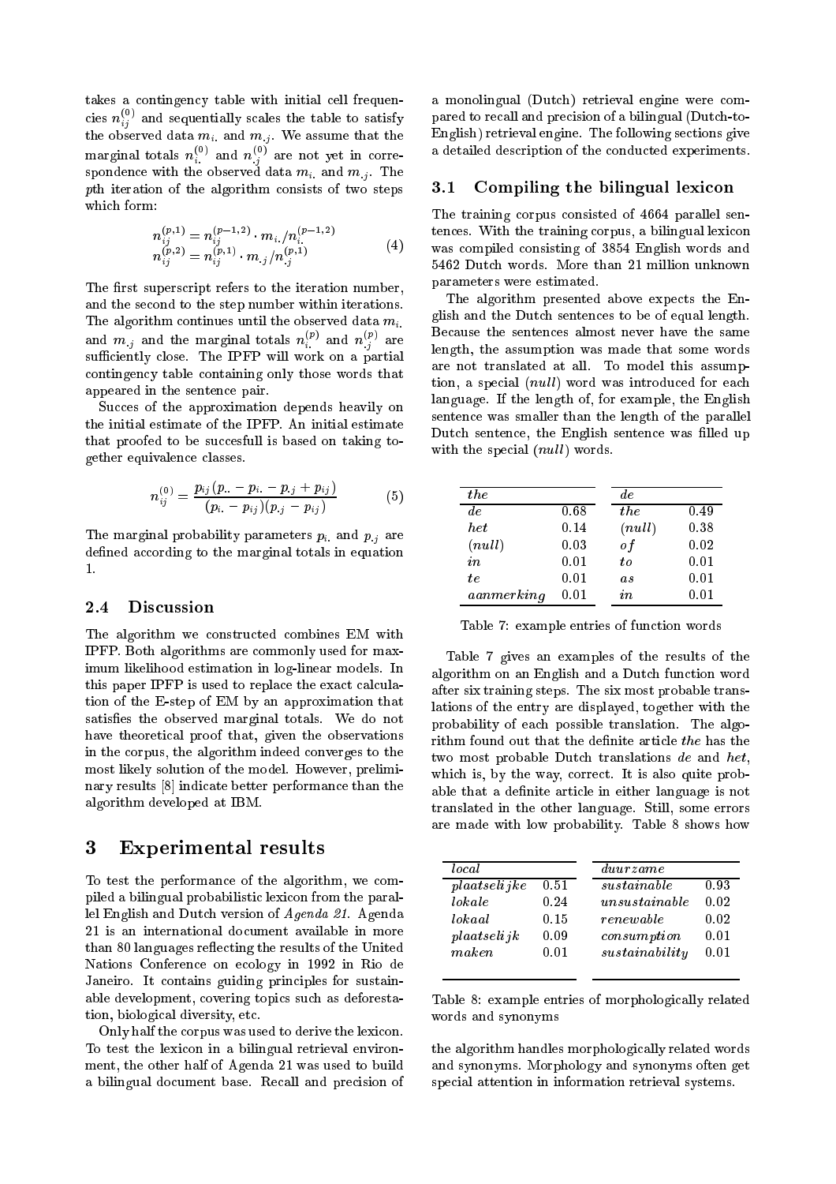takes a contingency table with initial cell frequencies $n_{ij}^{(0)}$ and sequentially scales the table to satisfy the observed data $m_{i.}$ and $m_{.j}$. We assume that the marginal totals $n_{i.}^{(0)}$ and $n_{.j}^{(0)}$ are not yet in correspondence with the observed data $m_{i.}$ and $m_{.j}$. The $p$th iteration of the algorithm consists of two steps which form:

$$\begin{aligned} n_{ij}^{(p,1)} &= n_{ij}^{(p-1,2)} \cdot m_{i.}/n_{i.}^{(p-1,2)} \\ n_{ij}^{(p,2)} &= n_{ij}^{(p,1)} \cdot m_{.j}/n_{.j}^{(p,1)} \end{aligned} \tag{4}$$

The first superscript refers to the iteration number, and the second to the step number within iterations. The algorithm continues until the observed data $m_{i.}$ and $m_{.j}$ and the marginal totals $n_{i.}^{(p)}$ and $n_{.j}^{(p)}$ are sufficiently close. The IPFP will work on a partial contingency table containing only those words that appeared in the sentence pair.

Succes of the approximation depends heavily on the initial estimate of the IPFP. An initial estimate that proofed to be succesfull is based on taking together equivalence classes.

$$n_{ij}^{(0)} = \frac{p_{ij}(p_{..} - p_{i.} - p_{.j} + p_{ij})}{(p_{i.} - p_{ij})(p_{.j} - p_{ij})} \tag{5}$$

The marginal probability parameters $p_{i.}$ and $p_{.j}$ are defined according to the marginal totals in equation 1.

## 2.4 Discussion

The algorithm we constructed combines EM with IPFP. Both algorithms are commonly used for maximum likelihood estimation in log-linear models. In this paper IPFP is used to replace the exact calculation of the E-step of EM by an approximation that satisfies the observed marginal totals. We do not have theoretical proof that, given the observations in the corpus, the algorithm indeed converges to the most likely solution of the model. However, preliminary results [8] indicate better performance than the algorithm developed at IBM.

# 3 Experimental results

To test the performance of the algorithm, we compiled a bilingual probabilistic lexicon from the parallel English and Dutch version of *Agenda 21*. Agenda 21 is an international document available in more than 80 languages reflecting the results of the United Nations Conference on ecology in 1992 in Rio de Janeiro. It contains guiding principles for sustainable development, covering topics such as deforestation, biological diversity, etc.

Only half the corpus was used to derive the lexicon. To test the lexicon in a bilingual retrieval environment, the other half of Agenda 21 was used to build a bilingual document base. Recall and precision of a monolingual (Dutch) retrieval engine were compared to recall and precision of a bilingual (Dutch-to-English) retrieval engine. The following sections give a detailed description of the conducted experiments.

## 3.1 Compiling the bilingual lexicon

The training corpus consisted of 4664 parallel sentences. With the training corpus, a bilingual lexicon was compiled consisting of 3854 English words and 5462 Dutch words. More than 21 million unknown parameters were estimated.

The algorithm presented above expects the English and the Dutch sentences to be of equal length. Because the sentences almost never have the same length, the assumption was made that some words are not translated at all. To model this assumption, a special (*null*) word was introduced for each language. If the length of, for example, the English sentence was smaller than the length of the parallel Dutch sentence, the English sentence was filled up with the special (*null*) words.

| *the* | | *de* | |
|---|---|---|---|
| *de* | 0.68 | *the* | 0.49 |
| *het* | 0.14 | (*null*) | 0.38 |
| (*null*) | 0.03 | *of* | 0.02 |
| *in* | 0.01 | *to* | 0.01 |
| *te* | 0.01 | *as* | 0.01 |
| *aanmerking* | 0.01 | *in* | 0.01 |

Table 7: example entries of function words

Table 7 gives an examples of the results of the algorithm on an English and a Dutch function word after six training steps. The six most probable translations of the entry are displayed, together with the probability of each possible translation. The algorithm found out that the definite article *the* has the two most probable Dutch translations *de* and *het*, which is, by the way, correct. It is also quite probable that a definite article in either language is not translated in the other language. Still, some errors are made with low probability. Table 8 shows how the algorithm handles morphologically related words and synonyms. Morphology and synonyms often get special attention in information retrieval systems.

| *local* | | *duurzame* | |
|---|---|---|---|
| *plaatselijke* | 0.51 | *sustainable* | 0.93 |
| *lokale* | 0.24 | *unsustainable* | 0.02 |
| *lokaal* | 0.15 | *renewable* | 0.02 |
| *plaatselijk* | 0.09 | *consumption* | 0.01 |
| *maken* | 0.01 | *sustainability* | 0.01 |

Table 8: example entries of morphologically related words and synonyms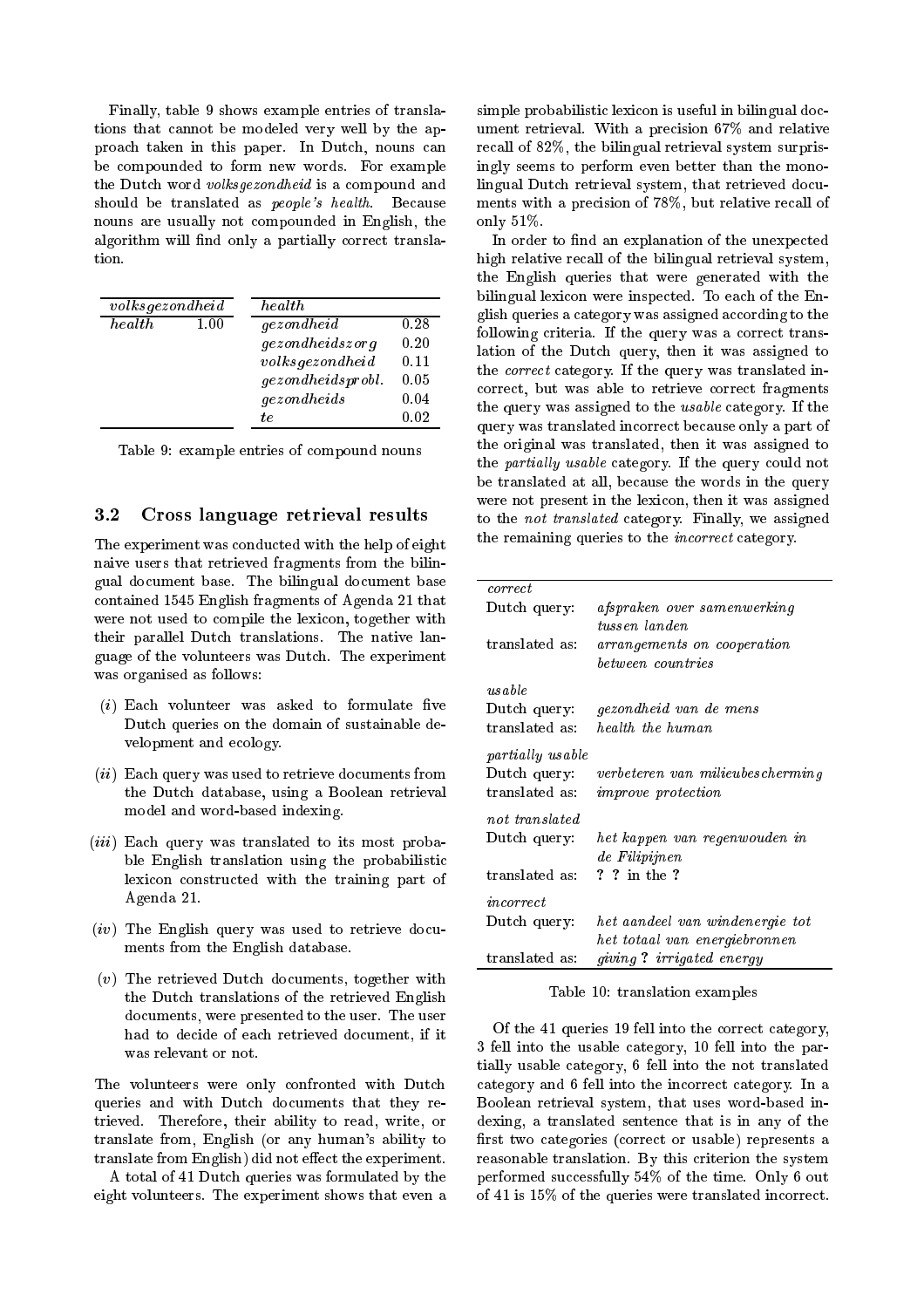Finally, table 9 shows example entries of translations that cannot be modeled very well by the approach taken in this paper. In Dutch, nouns can be compounded to form new words. For example the Dutch word *volksgezondheid* is a compound and should be translated as *people's health*. Because nouns are usually not compounded in English, the algorithm will find only a partially correct translation.

| *volksgezondheid* | | | *health* | |
|---|---|---|---|---|
| *health* | 1.00 | | *gezondheid* | 0.28 |
| | | | *gezondheidszorg* | 0.20 |
| | | | *volksgezondheid* | 0.11 |
| | | | *gezondheidsprobl.* | 0.05 |
| | | | *gezondheids* | 0.04 |
| | | | *te* | 0.02 |

Table 9: example entries of compound nouns

### 3.2 Cross language retrieval results

The experiment was conducted with the help of eight naive users that retrieved fragments from the bilingual document base. The bilingual document base contained 1545 English fragments of Agenda 21 that were not used to compile the lexicon, together with their parallel Dutch translations. The native language of the volunteers was Dutch. The experiment was organised as follows:

(*i*) Each volunteer was asked to formulate five Dutch queries on the domain of sustainable development and ecology.

(*ii*) Each query was used to retrieve documents from the Dutch database, using a Boolean retrieval model and word-based indexing.

(*iii*) Each query was translated to its most probable English translation using the probabilistic lexicon constructed with the training part of Agenda 21.

(*iv*) The English query was used to retrieve documents from the English database.

(*v*) The retrieved Dutch documents, together with the Dutch translations of the retrieved English documents, were presented to the user. The user had to decide of each retrieved document, if it was relevant or not.

The volunteers were only confronted with Dutch queries and with Dutch documents that they retrieved. Therefore, their ability to read, write, or translate from, English (or any human's ability to translate from English) did not effect the experiment.

A total of 41 Dutch queries was formulated by the eight volunteers. The experiment shows that even a simple probabilistic lexicon is useful in bilingual document retrieval. With a precision 67% and relative recall of 82%, the bilingual retrieval system surprisingly seems to perform even better than the monolingual Dutch retrieval system, that retrieved documents with a precision of 78%, but relative recall of only 51%.

In order to find an explanation of the unexpected high relative recall of the bilingual retrieval system, the English queries that were generated with the bilingual lexicon were inspected. To each of the English queries a category was assigned according to the following criteria. If the query was a correct translation of the Dutch query, then it was assigned to the *correct* category. If the query was translated incorrect, but was able to retrieve correct fragments the query was assigned to the *usable* category. If the query was translated incorrect because only a part of the original was translated, then it was assigned to the *partially usable* category. If the query could not be translated at all, because the words in the query were not present in the lexicon, then it was assigned to the *not translated* category. Finally, we assigned the remaining queries to the *incorrect* category.

| | |
|---|---|
| *correct* | |
| Dutch query: | *afspraken over samenwerking tussen landen* |
| translated as: | *arrangements on cooperation between countries* |
| *usable* | |
| Dutch query: | *gezondheid van de mens* |
| translated as: | *health the human* |
| *partially usable* | |
| Dutch query: | *verbeteren van milieubescherming* |
| translated as: | *improve protection* |
| *not translated* | |
| Dutch query: | *het kappen van regenwouden in de Filipijnen* |
| translated as: | ? ? in the ? |
| *incorrect* | |
| Dutch query: | *het aandeel van windenergie tot het totaal van energiebronnen* |
| translated as: | *giving* ? *irrigated energy* |

Table 10: translation examples

Of the 41 queries 19 fell into the correct category, 3 fell into the usable category, 10 fell into the partially usable category, 6 fell into the not translated category and 6 fell into the incorrect category. In a Boolean retrieval system, that uses word-based indexing, a translated sentence that is in any of the first two categories (correct or usable) represents a reasonable translation. By this criterion the system performed successfully 54% of the time. Only 6 out of 41 is 15% of the queries were translated incorrect.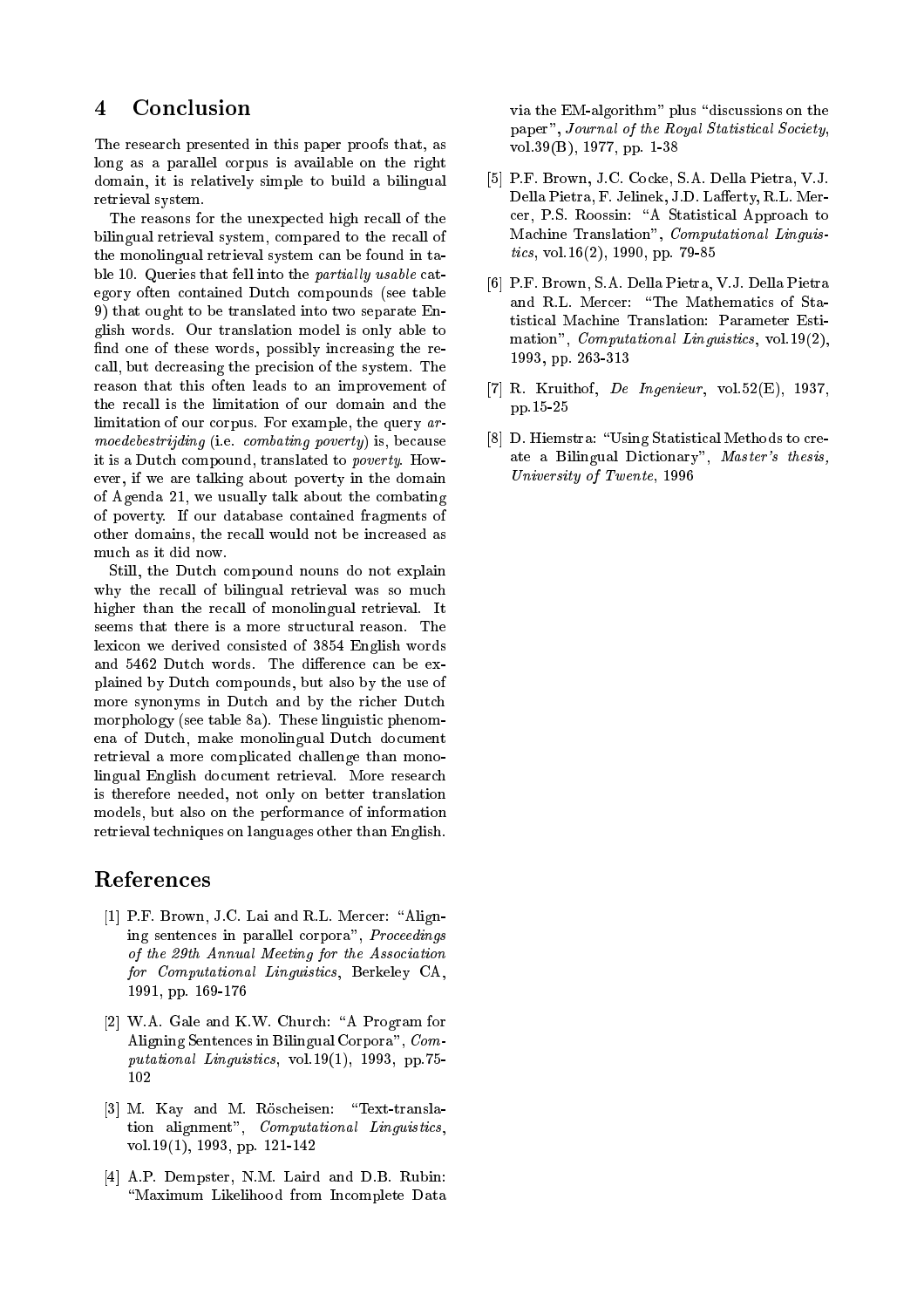## 4 Conclusion

The research presented in this paper proofs that, as long as a parallel corpus is available on the right domain, it is relatively simple to build a bilingual retrieval system.

The reasons for the unexpected high recall of the bilingual retrieval system, compared to the recall of the monolingual retrieval system can be found in table 10. Queries that fell into the *partially usable* category often contained Dutch compounds (see table 9) that ought to be translated into two separate English words. Our translation model is only able to find one of these words, possibly increasing the recall, but decreasing the precision of the system. The reason that this often leads to an improvement of the recall is the limitation of our domain and the limitation of our corpus. For example, the query *armoedebestrijding* (i.e. *combating poverty*) is, because it is a Dutch compound, translated to *poverty*. However, if we are talking about poverty in the domain of Agenda 21, we usually talk about the combating of poverty. If our database contained fragments of other domains, the recall would not be increased as much as it did now.

Still, the Dutch compound nouns do not explain why the recall of bilingual retrieval was so much higher than the recall of monolingual retrieval. It seems that there is a more structural reason. The lexicon we derived consisted of 3854 English words and 5462 Dutch words. The difference can be explained by Dutch compounds, but also by the use of more synonyms in Dutch and by the richer Dutch morphology (see table 8a). These linguistic phenomena of Dutch, make monolingual Dutch document retrieval a more complicated challenge than monolingual English document retrieval. More research is therefore needed, not only on better translation models, but also on the performance of information retrieval techniques on languages other than English.

## References

[1] P.F. Brown, J.C. Lai and R.L. Mercer: "Aligning sentences in parallel corpora", *Proceedings of the 29th Annual Meeting for the Association for Computational Linguistics*, Berkeley CA, 1991, pp. 169-176

[2] W.A. Gale and K.W. Church: "A Program for Aligning Sentences in Bilingual Corpora", *Computational Linguistics*, vol.19(1), 1993, pp.75-102

[3] M. Kay and M. Röscheisen: "Text-translation alignment", *Computational Linguistics*, vol.19(1), 1993, pp. 121-142

[4] A.P. Dempster, N.M. Laird and D.B. Rubin: "Maximum Likelihood from Incomplete Data via the EM-algorithm" plus "discussions on the paper", *Journal of the Royal Statistical Society*, vol.39(B), 1977, pp. 1-38

[5] P.F. Brown, J.C. Cocke, S.A. Della Pietra, V.J. Della Pietra, F. Jelinek, J.D. Lafferty, R.L. Mercer, P.S. Roossin: "A Statistical Approach to Machine Translation", *Computational Linguistics*, vol.16(2), 1990, pp. 79-85

[6] P.F. Brown, S.A. Della Pietra, V.J. Della Pietra and R.L. Mercer: "The Mathematics of Statistical Machine Translation: Parameter Estimation", *Computational Linguistics*, vol.19(2), 1993, pp. 263-313

[7] R. Kruithof, *De Ingenieur*, vol.52(E), 1937, pp.15-25

[8] D. Hiemstra: "Using Statistical Methods to create a Bilingual Dictionary", *Master's thesis, University of Twente*, 1996